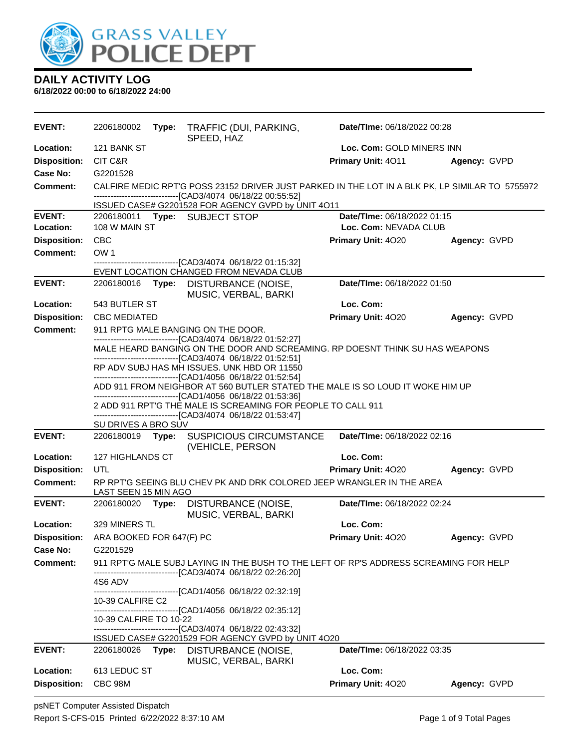# GRASS VALLEY POLICE DEPT

## DAILY ACTIVITY LOG

**6/18/2022 00:00 to 6/18/2022 24:00**

---

**EVENT:** 2206180002 **Type:** TRAFFIC (DUI, PARKING, SPEED, HAZ **Date/TIme:** 06/18/2022 00:28
**Location:** 121 BANK ST **Loc. Com:** GOLD MINERS INN
**Disposition:** CIT C&R **Primary Unit:** 4O11 **Agency:** GVPD
**Case No:** G2201528
**Comment:** CALFIRE MEDIC RPT'G POSS 23152 DRIVER JUST PARKED IN THE LOT IN A BLK PK, LP SIMILAR TO 5755972
------------------------------[CAD3/4074 06/18/22 00:55:52]
ISSUED CASE# G2201528 FOR AGENCY GVPD by UNIT 4O11

---

**EVENT:** 2206180011 **Type:** SUBJECT STOP **Date/TIme:** 06/18/2022 01:15
**Location:** 108 W MAIN ST **Loc. Com:** NEVADA CLUB
**Disposition:** CBC **Primary Unit:** 4O20 **Agency:** GVPD
**Comment:** OW 1
------------------------------[CAD3/4074 06/18/22 01:15:32]
EVENT LOCATION CHANGED FROM NEVADA CLUB

---

**EVENT:** 2206180016 **Type:** DISTURBANCE (NOISE, MUSIC, VERBAL, BARKI **Date/TIme:** 06/18/2022 01:50
**Location:** 543 BUTLER ST **Loc. Com:**
**Disposition:** CBC MEDIATED **Primary Unit:** 4O20 **Agency:** GVPD
**Comment:** 911 RPTG MALE BANGING ON THE DOOR.
------------------------------[CAD3/4074 06/18/22 01:52:27]
MALE HEARD BANGING ON THE DOOR AND SCREAMING. RP DOESNT THINK SU HAS WEAPONS
------------------------------[CAD3/4074 06/18/22 01:52:51]
RP ADV SUBJ HAS MH ISSUES. UNK HBD OR 11550
------------------------------[CAD1/4056 06/18/22 01:52:54]
ADD 911 FROM NEIGHBOR AT 560 BUTLER STATED THE MALE IS SO LOUD IT WOKE HIM UP
------------------------------[CAD1/4056 06/18/22 01:53:36]
2 ADD 911 RPT'G THE MALE IS SCREAMING FOR PEOPLE TO CALL 911
------------------------------[CAD3/4074 06/18/22 01:53:47]
SU DRIVES A BRO SUV

---

**EVENT:** 2206180019 **Type:** SUSPICIOUS CIRCUMSTANCE (VEHICLE, PERSON **Date/TIme:** 06/18/2022 02:16
**Location:** 127 HIGHLANDS CT **Loc. Com:**
**Disposition:** UTL **Primary Unit:** 4O20 **Agency:** GVPD
**Comment:** RP RPT'G SEEING BLU CHEV PK AND DRK COLORED JEEP WRANGLER IN THE AREA LAST SEEN 15 MIN AGO

---

**EVENT:** 2206180020 **Type:** DISTURBANCE (NOISE, MUSIC, VERBAL, BARKI **Date/TIme:** 06/18/2022 02:24
**Location:** 329 MINERS TL **Loc. Com:**
**Disposition:** ARA BOOKED FOR 647(F) PC **Primary Unit:** 4O20 **Agency:** GVPD
**Case No:** G2201529
**Comment:** 911 RPT'G MALE SUBJ LAYING IN THE BUSH TO THE LEFT OF RP'S ADDRESS SCREAMING FOR HELP
------------------------------[CAD3/4074 06/18/22 02:26:20]
4S6 ADV
------------------------------[CAD1/4056 06/18/22 02:32:19]
10-39 CALFIRE C2
------------------------------[CAD1/4056 06/18/22 02:35:12]
10-39 CALFIRE TO 10-22
------------------------------[CAD3/4074 06/18/22 02:43:32]
ISSUED CASE# G2201529 FOR AGENCY GVPD by UNIT 4O20

---

**EVENT:** 2206180026 **Type:** DISTURBANCE (NOISE, MUSIC, VERBAL, BARKI **Date/TIme:** 06/18/2022 03:35
**Location:** 613 LEDUC ST **Loc. Com:**
**Disposition:** CBC 98M **Primary Unit:** 4O20 **Agency:** GVPD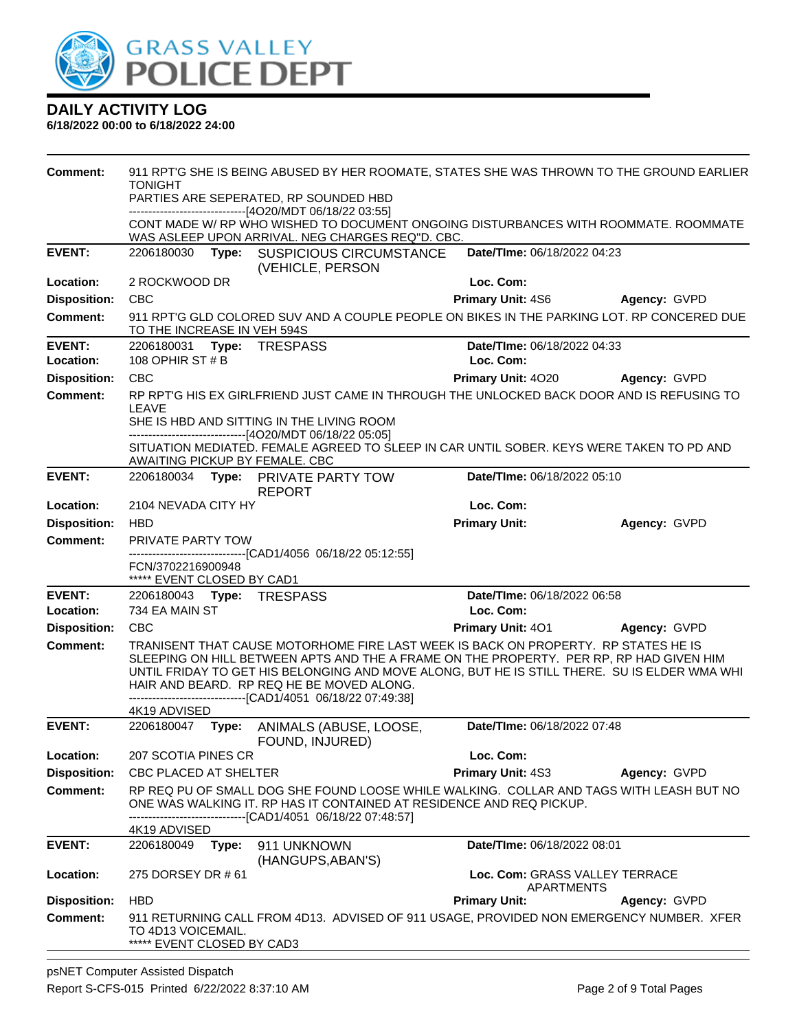# DAILY ACTIVITY LOG

**6/18/2022 00:00 to 6/18/2022 24:00**

**Comment:** 911 RPT'G SHE IS BEING ABUSED BY HER ROOMATE, STATES SHE WAS THROWN TO THE GROUND EARLIER TONIGHT
PARTIES ARE SEPERATED, RP SOUNDED HBD
------------------------------[4O20/MDT 06/18/22 03:55]
CONT MADE W/ RP WHO WISHED TO DOCUMENT ONGOING DISTURBANCES WITH ROOMMATE. ROOMMATE WAS ASLEEP UPON ARRIVAL. NEG CHARGES REQ"D. CBC.

---

**EVENT:** 2206180030 **Type:** SUSPICIOUS CIRCUMSTANCE (VEHICLE, PERSON) **Date/TIme:** 06/18/2022 04:23
**Location:** 2 ROCKWOOD DR **Loc. Com:**
**Disposition:** CBC **Primary Unit:** 4S6 **Agency:** GVPD
**Comment:** 911 RPT'G GLD COLORED SUV AND A COUPLE PEOPLE ON BIKES IN THE PARKING LOT. RP CONCERED DUE TO THE INCREASE IN VEH 594S

---

**EVENT:** 2206180031 **Type:** TRESPASS **Date/TIme:** 06/18/2022 04:33
**Location:** 108 OPHIR ST # B **Loc. Com:**
**Disposition:** CBC **Primary Unit:** 4O20 **Agency:** GVPD
**Comment:** RP RPT'G HIS EX GIRLFRIEND JUST CAME IN THROUGH THE UNLOCKED BACK DOOR AND IS REFUSING TO LEAVE
SHE IS HBD AND SITTING IN THE LIVING ROOM
------------------------------[4O20/MDT 06/18/22 05:05]
SITUATION MEDIATED. FEMALE AGREED TO SLEEP IN CAR UNTIL SOBER. KEYS WERE TAKEN TO PD AND AWAITING PICKUP BY FEMALE. CBC

---

**EVENT:** 2206180034 **Type:** PRIVATE PARTY TOW REPORT **Date/TIme:** 06/18/2022 05:10
**Location:** 2104 NEVADA CITY HY **Loc. Com:**
**Disposition:** HBD **Primary Unit:** **Agency:** GVPD
**Comment:** PRIVATE PARTY TOW
------------------------------[CAD1/4056 06/18/22 05:12:55]
FCN/3702216900948
***** EVENT CLOSED BY CAD1

---

**EVENT:** 2206180043 **Type:** TRESPASS **Date/TIme:** 06/18/2022 06:58
**Location:** 734 EA MAIN ST **Loc. Com:**
**Disposition:** CBC **Primary Unit:** 4O1 **Agency:** GVPD
**Comment:** TRANISENT THAT CAUSE MOTORHOME FIRE LAST WEEK IS BACK ON PROPERTY. RP STATES HE IS SLEEPING ON HILL BETWEEN APTS AND THE A FRAME ON THE PROPERTY. PER RP, RP HAD GIVEN HIM UNTIL FRIDAY TO GET HIS BELONGING AND MOVE ALONG, BUT HE IS STILL THERE. SU IS ELDER WMA WHI HAIR AND BEARD. RP REQ HE BE MOVED ALONG.
------------------------------[CAD1/4051 06/18/22 07:49:38]
4K19 ADVISED

---

**EVENT:** 2206180047 **Type:** ANIMALS (ABUSE, LOOSE, FOUND, INJURED) **Date/TIme:** 06/18/2022 07:48
**Location:** 207 SCOTIA PINES CR **Loc. Com:**
**Disposition:** CBC PLACED AT SHELTER **Primary Unit:** 4S3 **Agency:** GVPD
**Comment:** RP REQ PU OF SMALL DOG SHE FOUND LOOSE WHILE WALKING. COLLAR AND TAGS WITH LEASH BUT NO ONE WAS WALKING IT. RP HAS IT CONTAINED AT RESIDENCE AND REQ PICKUP.
------------------------------[CAD1/4051 06/18/22 07:48:57]
4K19 ADVISED

---

**EVENT:** 2206180049 **Type:** 911 UNKNOWN (HANGUPS,ABAN'S) **Date/TIme:** 06/18/2022 08:01
**Location:** 275 DORSEY DR # 61 **Loc. Com:** GRASS VALLEY TERRACE APARTMENTS
**Disposition:** HBD **Primary Unit:** **Agency:** GVPD
**Comment:** 911 RETURNING CALL FROM 4D13. ADVISED OF 911 USAGE, PROVIDED NON EMERGENCY NUMBER. XFER TO 4D13 VOICEMAIL.
***** EVENT CLOSED BY CAD3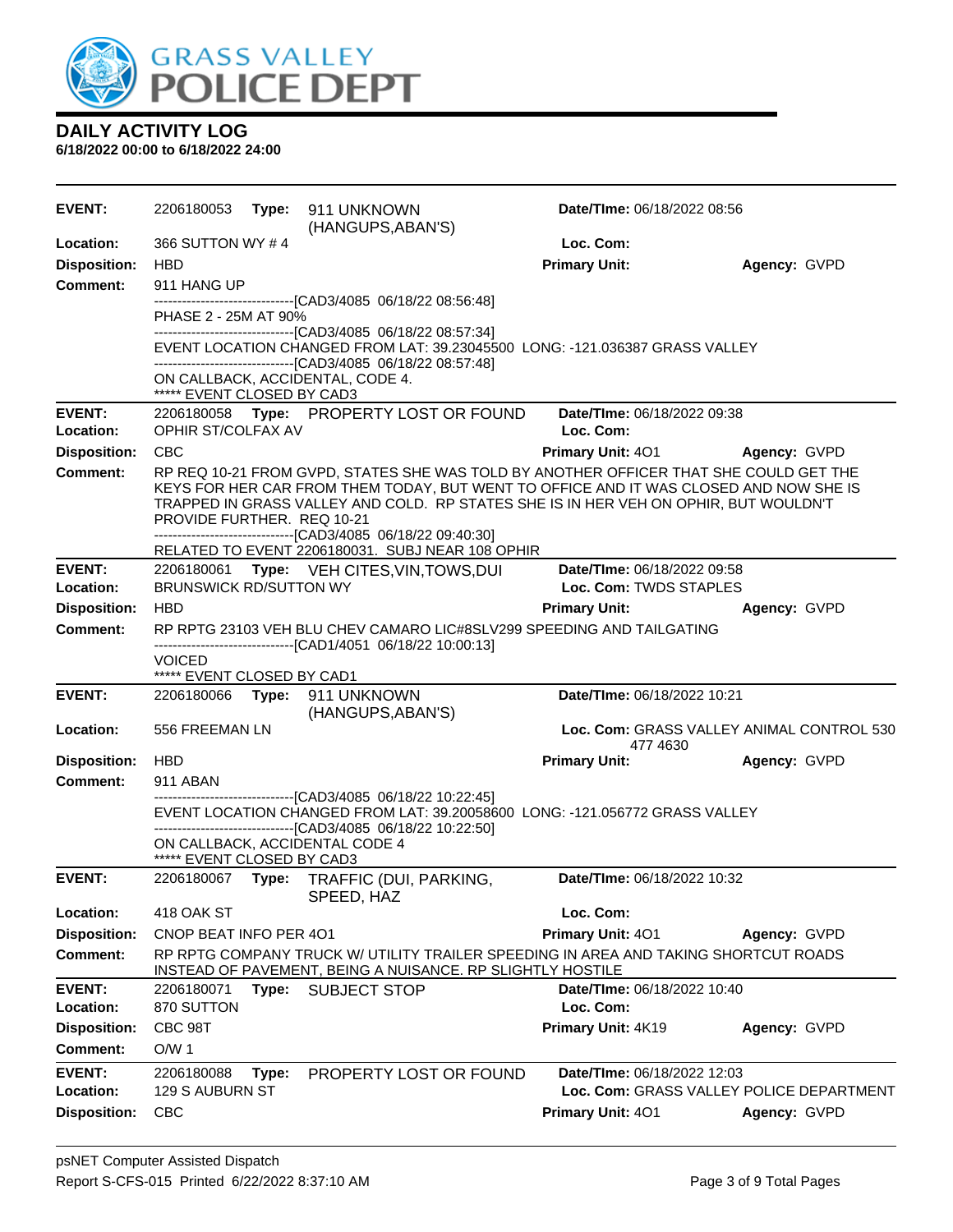## DAILY ACTIVITY LOG

**6/18/2022 00:00 to 6/18/2022 24:00**

**EVENT:** 2206180053 **Type:** 911 UNKNOWN (HANGUPS,ABAN'S) **Date/TIme:** 06/18/2022 08:56
**Location:** 366 SUTTON WY # 4 **Loc. Com:**
**Disposition:** HBD **Primary Unit:** **Agency:** GVPD
**Comment:** 911 HANG UP

------------------------------[CAD3/4085 06/18/22 08:56:48]
PHASE 2 - 25M AT 90%
------------------------------[CAD3/4085 06/18/22 08:57:34]
EVENT LOCATION CHANGED FROM LAT: 39.23045500 LONG: -121.036387 GRASS VALLEY
------------------------------[CAD3/4085 06/18/22 08:57:48]
ON CALLBACK, ACCIDENTAL, CODE 4.
***** EVENT CLOSED BY CAD3

---

**EVENT:** 2206180058 **Type:** PROPERTY LOST OR FOUND **Date/TIme:** 06/18/2022 09:38
**Location:** OPHIR ST/COLFAX AV **Loc. Com:**
**Disposition:** CBC **Primary Unit:** 4O1 **Agency:** GVPD
**Comment:** RP REQ 10-21 FROM GVPD, STATES SHE WAS TOLD BY ANOTHER OFFICER THAT SHE COULD GET THE KEYS FOR HER CAR FROM THEM TODAY, BUT WENT TO OFFICE AND IT WAS CLOSED AND NOW SHE IS TRAPPED IN GRASS VALLEY AND COLD. RP STATES SHE IS IN HER VEH ON OPHIR, BUT WOULDN'T PROVIDE FURTHER. REQ 10-21

------------------------------[CAD3/4085 06/18/22 09:40:30]
RELATED TO EVENT 2206180031. SUBJ NEAR 108 OPHIR

---

**EVENT:** 2206180061 **Type:** VEH CITES,VIN,TOWS,DUI **Date/TIme:** 06/18/2022 09:58
**Location:** BRUNSWICK RD/SUTTON WY **Loc. Com:** TWDS STAPLES
**Disposition:** HBD **Primary Unit:** **Agency:** GVPD
**Comment:** RP RPTG 23103 VEH BLU CHEV CAMARO LIC#8SLV299 SPEEDING AND TAILGATING

------------------------------[CAD1/4051 06/18/22 10:00:13]
VOICED
***** EVENT CLOSED BY CAD1

---

**EVENT:** 2206180066 **Type:** 911 UNKNOWN (HANGUPS,ABAN'S) **Date/TIme:** 06/18/2022 10:21
**Location:** 556 FREEMAN LN **Loc. Com:** GRASS VALLEY ANIMAL CONTROL 530 477 4630
**Disposition:** HBD **Primary Unit:** **Agency:** GVPD
**Comment:** 911 ABAN

------------------------------[CAD3/4085 06/18/22 10:22:45]
EVENT LOCATION CHANGED FROM LAT: 39.20058600 LONG: -121.056772 GRASS VALLEY
------------------------------[CAD3/4085 06/18/22 10:22:50]
ON CALLBACK, ACCIDENTAL CODE 4
***** EVENT CLOSED BY CAD3

---

**EVENT:** 2206180067 **Type:** TRAFFIC (DUI, PARKING, SPEED, HAZ **Date/TIme:** 06/18/2022 10:32
**Location:** 418 OAK ST **Loc. Com:**
**Disposition:** CNOP BEAT INFO PER 4O1 **Primary Unit:** 4O1 **Agency:** GVPD
**Comment:** RP RPTG COMPANY TRUCK W/ UTILITY TRAILER SPEEDING IN AREA AND TAKING SHORTCUT ROADS INSTEAD OF PAVEMENT, BEING A NUISANCE. RP SLIGHTLY HOSTILE

---

**EVENT:** 2206180071 **Type:** SUBJECT STOP **Date/TIme:** 06/18/2022 10:40
**Location:** 870 SUTTON **Loc. Com:**
**Disposition:** CBC 98T **Primary Unit:** 4K19 **Agency:** GVPD
**Comment:** O/W 1

---

**EVENT:** 2206180088 **Type:** PROPERTY LOST OR FOUND **Date/TIme:** 06/18/2022 12:03
**Location:** 129 S AUBURN ST **Loc. Com:** GRASS VALLEY POLICE DEPARTMENT
**Disposition:** CBC **Primary Unit:** 4O1 **Agency:** GVPD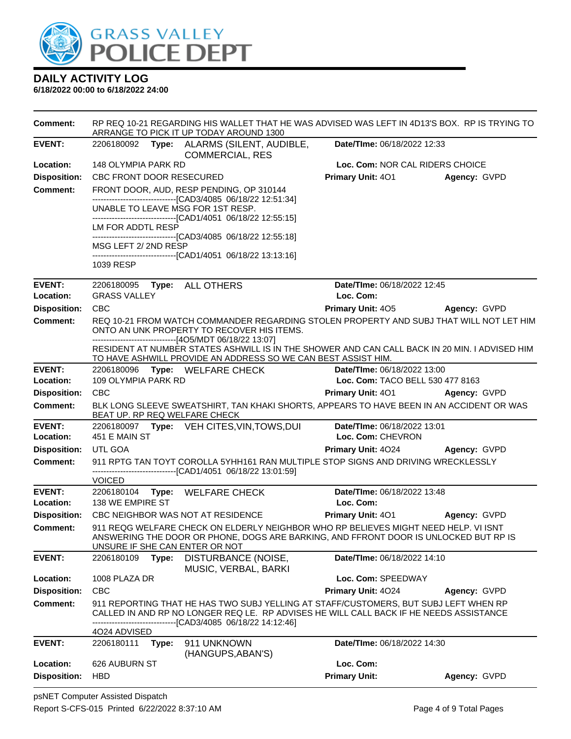# DAILY ACTIVITY LOG

**6/18/2022 00:00 to 6/18/2022 24:00**

**Comment:** RP REQ 10-21 REGARDING HIS WALLET THAT HE WAS ADVISED WAS LEFT IN 4D13'S BOX. RP IS TRYING TO ARRANGE TO PICK IT UP TODAY AROUND 1300

---

**EVENT:** 2206180092 **Type:** ALARMS (SILENT, AUDIBLE, COMMERCIAL, RES **Date/TIme:** 06/18/2022 12:33
**Location:** 148 OLYMPIA PARK RD **Loc. Com:** NOR CAL RIDERS CHOICE
**Disposition:** CBC FRONT DOOR RESECURED **Primary Unit:** 4O1 **Agency:** GVPD
**Comment:** FRONT DOOR, AUD, RESP PENDING, OP 310144
-------------------------------[CAD3/4085 06/18/22 12:51:34]
UNABLE TO LEAVE MSG FOR 1ST RESP.
-------------------------------[CAD1/4051 06/18/22 12:55:15]
LM FOR ADDTL RESP
-------------------------------[CAD3/4085 06/18/22 12:55:18]
MSG LEFT 2/ 2ND RESP
-------------------------------[CAD1/4051 06/18/22 13:13:16]
1039 RESP

---

**EVENT:** 2206180095 **Type:** ALL OTHERS **Date/TIme:** 06/18/2022 12:45
**Location:** GRASS VALLEY **Loc. Com:**
**Disposition:** CBC **Primary Unit:** 4O5 **Agency:** GVPD
**Comment:** REQ 10-21 FROM WATCH COMMANDER REGARDING STOLEN PROPERTY AND SUBJ THAT WILL NOT LET HIM ONTO AN UNK PROPERTY TO RECOVER HIS ITEMS.
-------------------------------[4O5/MDT 06/18/22 13:07]
RESIDENT AT NUMBER STATES ASHWILL IS IN THE SHOWER AND CAN CALL BACK IN 20 MIN. I ADVISED HIM TO HAVE ASHWILL PROVIDE AN ADDRESS SO WE CAN BEST ASSIST HIM.

---

**EVENT:** 2206180096 **Type:** WELFARE CHECK **Date/TIme:** 06/18/2022 13:00
**Location:** 109 OLYMPIA PARK RD **Loc. Com:** TACO BELL 530 477 8163
**Disposition:** CBC **Primary Unit:** 4O1 **Agency:** GVPD
**Comment:** BLK LONG SLEEVE SWEATSHIRT, TAN KHAKI SHORTS, APPEARS TO HAVE BEEN IN AN ACCIDENT OR WAS BEAT UP. RP REQ WELFARE CHECK

---

**EVENT:** 2206180097 **Type:** VEH CITES,VIN,TOWS,DUI **Date/TIme:** 06/18/2022 13:01
**Location:** 451 E MAIN ST **Loc. Com:** CHEVRON
**Disposition:** UTL GOA **Primary Unit:** 4O24 **Agency:** GVPD
**Comment:** 911 RPTG TAN TOYT COROLLA 5YHH161 RAN MULTIPLE STOP SIGNS AND DRIVING WRECKLESSLY
-------------------------------[CAD1/4051 06/18/22 13:01:59]
VOICED

---

**EVENT:** 2206180104 **Type:** WELFARE CHECK **Date/TIme:** 06/18/2022 13:48
**Location:** 138 WE EMPIRE ST **Loc. Com:**
**Disposition:** CBC NEIGHBOR WAS NOT AT RESIDENCE **Primary Unit:** 4O1 **Agency:** GVPD
**Comment:** 911 REQG WELFARE CHECK ON ELDERLY NEIGHBOR WHO RP BELIEVES MIGHT NEED HELP. VI ISNT ANSWERING THE DOOR OR PHONE, DOGS ARE BARKING, AND FFRONT DOOR IS UNLOCKED BUT RP IS UNSURE IF SHE CAN ENTER OR NOT

---

**EVENT:** 2206180109 **Type:** DISTURBANCE (NOISE, MUSIC, VERBAL, BARKI **Date/TIme:** 06/18/2022 14:10
**Location:** 1008 PLAZA DR **Loc. Com:** SPEEDWAY
**Disposition:** CBC **Primary Unit:** 4O24 **Agency:** GVPD
**Comment:** 911 REPORTING THAT HE HAS TWO SUBJ YELLING AT STAFF/CUSTOMERS, BUT SUBJ LEFT WHEN RP CALLED IN AND RP NO LONGER REQ LE. RP ADVISES HE WILL CALL BACK IF HE NEEDS ASSISTANCE
-------------------------------[CAD3/4085 06/18/22 14:12:46]
4O24 ADVISED

---

**EVENT:** 2206180111 **Type:** 911 UNKNOWN (HANGUPS,ABAN'S) **Date/TIme:** 06/18/2022 14:30
**Location:** 626 AUBURN ST **Loc. Com:**
**Disposition:** HBD **Primary Unit:** **Agency:** GVPD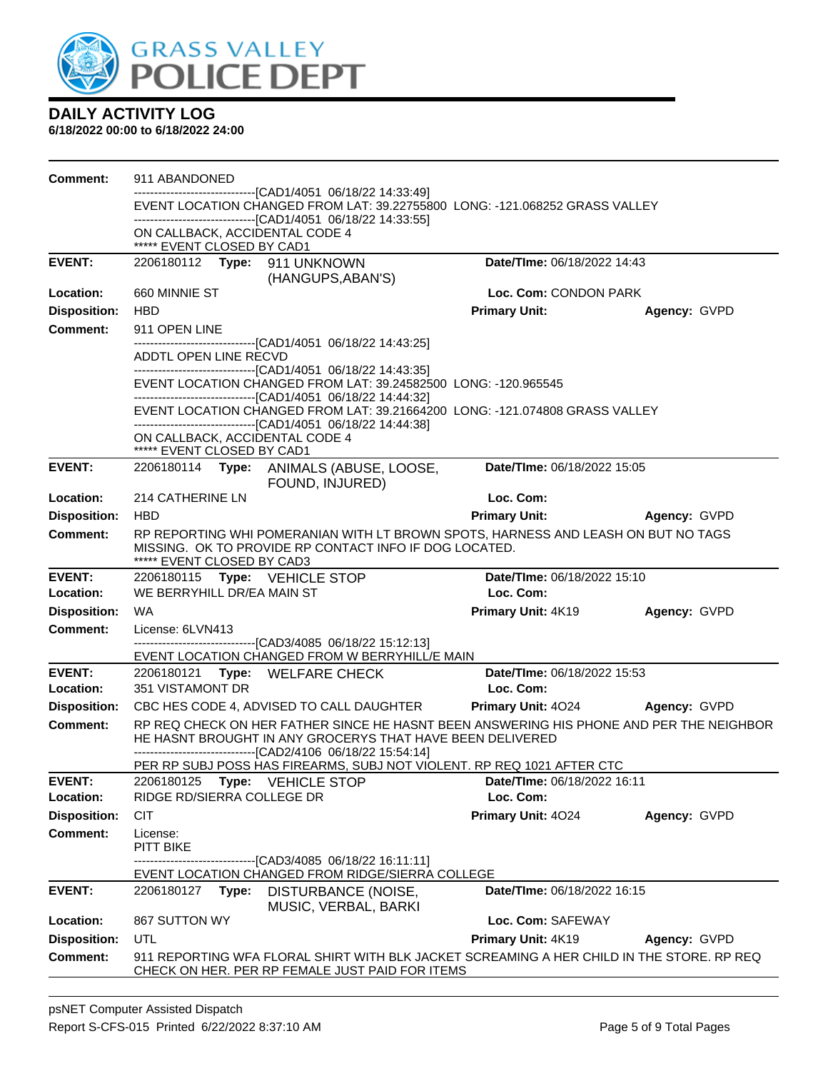# GRASS VALLEY POLICE DEPT

## DAILY ACTIVITY LOG

**6/18/2022 00:00 to 6/18/2022 24:00**

**Comment:** 911 ABANDONED
-------------------------------[CAD1/4051 06/18/22 14:33:49]
EVENT LOCATION CHANGED FROM LAT: 39.22755800 LONG: -121.068252 GRASS VALLEY
-------------------------------[CAD1/4051 06/18/22 14:33:55]
ON CALLBACK, ACCIDENTAL CODE 4
***** EVENT CLOSED BY CAD1

---

**EVENT:** 2206180112 **Type:** 911 UNKNOWN (HANGUPS,ABAN'S) **Date/TIme:** 06/18/2022 14:43
**Location:** 660 MINNIE ST **Loc. Com:** CONDON PARK
**Disposition:** HBD **Primary Unit:** **Agency:** GVPD
**Comment:** 911 OPEN LINE
-------------------------------[CAD1/4051 06/18/22 14:43:25]
ADDTL OPEN LINE RECVD
-------------------------------[CAD1/4051 06/18/22 14:43:35]
EVENT LOCATION CHANGED FROM LAT: 39.24582500 LONG: -120.965545
-------------------------------[CAD1/4051 06/18/22 14:44:32]
EVENT LOCATION CHANGED FROM LAT: 39.21664200 LONG: -121.074808 GRASS VALLEY
-------------------------------[CAD1/4051 06/18/22 14:44:38]
ON CALLBACK, ACCIDENTAL CODE 4
***** EVENT CLOSED BY CAD1

---

**EVENT:** 2206180114 **Type:** ANIMALS (ABUSE, LOOSE, FOUND, INJURED) **Date/TIme:** 06/18/2022 15:05
**Location:** 214 CATHERINE LN **Loc. Com:**
**Disposition:** HBD **Primary Unit:** **Agency:** GVPD
**Comment:** RP REPORTING WHI POMERANIAN WITH LT BROWN SPOTS, HARNESS AND LEASH ON BUT NO TAGS MISSING. OK TO PROVIDE RP CONTACT INFO IF DOG LOCATED.
***** EVENT CLOSED BY CAD3

---

**EVENT:** 2206180115 **Type:** VEHICLE STOP **Date/TIme:** 06/18/2022 15:10
**Location:** WE BERRYHILL DR/EA MAIN ST **Loc. Com:**
**Disposition:** WA **Primary Unit:** 4K19 **Agency:** GVPD
**Comment:** License: 6LVN413
-------------------------------[CAD3/4085 06/18/22 15:12:13]
EVENT LOCATION CHANGED FROM W BERRYHILL/E MAIN

---

**EVENT:** 2206180121 **Type:** WELFARE CHECK **Date/TIme:** 06/18/2022 15:53
**Location:** 351 VISTAMONT DR **Loc. Com:**
**Disposition:** CBC HES CODE 4, ADVISED TO CALL DAUGHTER **Primary Unit:** 4O24 **Agency:** GVPD
**Comment:** RP REQ CHECK ON HER FATHER SINCE HE HASNT BEEN ANSWERING HIS PHONE AND PER THE NEIGHBOR HE HASNT BROUGHT IN ANY GROCERYS THAT HAVE BEEN DELIVERED
-------------------------------[CAD2/4106 06/18/22 15:54:14]
PER RP SUBJ POSS HAS FIREARMS, SUBJ NOT VIOLENT. RP REQ 1021 AFTER CTC

---

**EVENT:** 2206180125 **Type:** VEHICLE STOP **Date/TIme:** 06/18/2022 16:11
**Location:** RIDGE RD/SIERRA COLLEGE DR **Loc. Com:**
**Disposition:** CIT **Primary Unit:** 4O24 **Agency:** GVPD
**Comment:** License:
PITT BIKE
-------------------------------[CAD3/4085 06/18/22 16:11:11]
EVENT LOCATION CHANGED FROM RIDGE/SIERRA COLLEGE

---

**EVENT:** 2206180127 **Type:** DISTURBANCE (NOISE, MUSIC, VERBAL, BARKI **Date/TIme:** 06/18/2022 16:15
**Location:** 867 SUTTON WY **Loc. Com:** SAFEWAY
**Disposition:** UTL **Primary Unit:** 4K19 **Agency:** GVPD
**Comment:** 911 REPORTING WFA FLORAL SHIRT WITH BLK JACKET SCREAMING A HER CHILD IN THE STORE. RP REQ CHECK ON HER. PER RP FEMALE JUST PAID FOR ITEMS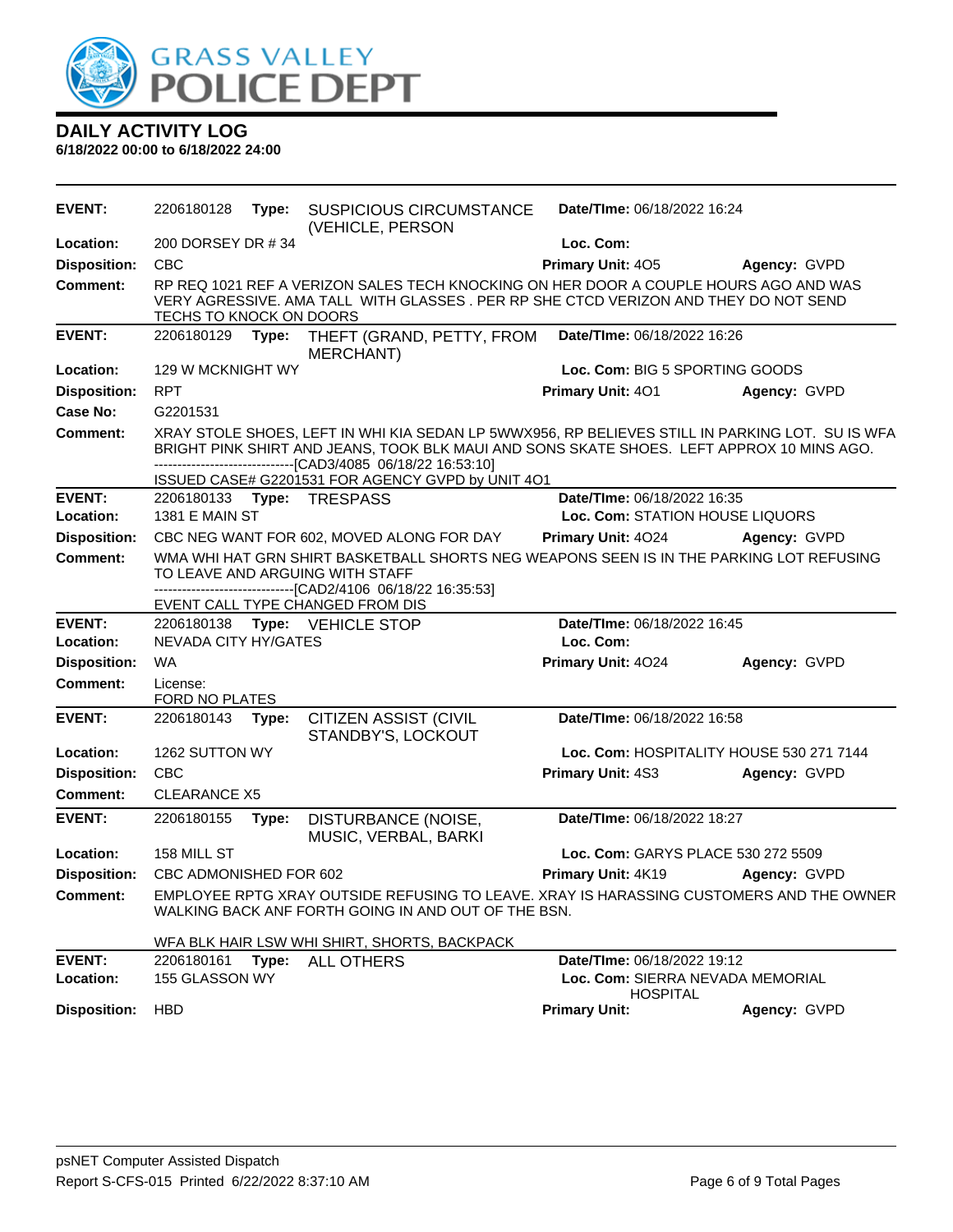# DAILY ACTIVITY LOG

**6/18/2022 00:00 to 6/18/2022 24:00**

| | | | |
|---|---|---|---|
| **EVENT:** | 2206180128 **Type:** SUSPICIOUS CIRCUMSTANCE (VEHICLE, PERSON | **Date/TIme:** 06/18/2022 16:24 | |
| **Location:** | 200 DORSEY DR # 34 | **Loc. Com:** | |
| **Disposition:** | CBC | **Primary Unit:** 4O5 | **Agency:** GVPD |
| **Comment:** | RP REQ 1021 REF A VERIZON SALES TECH KNOCKING ON HER DOOR A COUPLE HOURS AGO AND WAS VERY AGRESSIVE. AMA TALL WITH GLASSES . PER RP SHE CTCD VERIZON AND THEY DO NOT SEND TECHS TO KNOCK ON DOORS | | |

| | | | |
|---|---|---|---|
| **EVENT:** | 2206180129 **Type:** THEFT (GRAND, PETTY, FROM MERCHANT) | **Date/TIme:** 06/18/2022 16:26 | |
| **Location:** | 129 W MCKNIGHT WY | **Loc. Com:** BIG 5 SPORTING GOODS | |
| **Disposition:** | RPT | **Primary Unit:** 4O1 | **Agency:** GVPD |
| **Case No:** | G2201531 | | |
| **Comment:** | XRAY STOLE SHOES, LEFT IN WHI KIA SEDAN LP 5WWX956, RP BELIEVES STILL IN PARKING LOT. SU IS WFA BRIGHT PINK SHIRT AND JEANS, TOOK BLK MAUI AND SONS SKATE SHOES. LEFT APPROX 10 MINS AGO.<br>-------------------------------[CAD3/4085 06/18/22 16:53:10]<br>ISSUED CASE# G2201531 FOR AGENCY GVPD by UNIT 4O1 | | |

| | | | |
|---|---|---|---|
| **EVENT:** | 2206180133 **Type:** TRESPASS | **Date/TIme:** 06/18/2022 16:35 | |
| **Location:** | 1381 E MAIN ST | **Loc. Com:** STATION HOUSE LIQUORS | |
| **Disposition:** | CBC NEG WANT FOR 602, MOVED ALONG FOR DAY | **Primary Unit:** 4O24 | **Agency:** GVPD |
| **Comment:** | WMA WHI HAT GRN SHIRT BASKETBALL SHORTS NEG WEAPONS SEEN IS IN THE PARKING LOT REFUSING TO LEAVE AND ARGUING WITH STAFF<br>-------------------------------[CAD2/4106 06/18/22 16:35:53]<br>EVENT CALL TYPE CHANGED FROM DIS | | |

| | | | |
|---|---|---|---|
| **EVENT:** | 2206180138 **Type:** VEHICLE STOP | **Date/TIme:** 06/18/2022 16:45 | |
| **Location:** | NEVADA CITY HY/GATES | **Loc. Com:** | |
| **Disposition:** | WA | **Primary Unit:** 4O24 | **Agency:** GVPD |
| **Comment:** | License:<br>FORD NO PLATES | | |

| | | | |
|---|---|---|---|
| **EVENT:** | 2206180143 **Type:** CITIZEN ASSIST (CIVIL STANDBY'S, LOCKOUT | **Date/TIme:** 06/18/2022 16:58 | |
| **Location:** | 1262 SUTTON WY | **Loc. Com:** HOSPITALITY HOUSE 530 271 7144 | |
| **Disposition:** | CBC | **Primary Unit:** 4S3 | **Agency:** GVPD |
| **Comment:** | CLEARANCE X5 | | |

| | | | |
|---|---|---|---|
| **EVENT:** | 2206180155 **Type:** DISTURBANCE (NOISE, MUSIC, VERBAL, BARKI | **Date/TIme:** 06/18/2022 18:27 | |
| **Location:** | 158 MILL ST | **Loc. Com:** GARYS PLACE 530 272 5509 | |
| **Disposition:** | CBC ADMONISHED FOR 602 | **Primary Unit:** 4K19 | **Agency:** GVPD |
| **Comment:** | EMPLOYEE RPTG XRAY OUTSIDE REFUSING TO LEAVE. XRAY IS HARASSING CUSTOMERS AND THE OWNER WALKING BACK ANF FORTH GOING IN AND OUT OF THE BSN.<br><br>WFA BLK HAIR LSW WHI SHIRT, SHORTS, BACKPACK | | |

| | | | |
|---|---|---|---|
| **EVENT:** | 2206180161 **Type:** ALL OTHERS | **Date/TIme:** 06/18/2022 19:12 | |
| **Location:** | 155 GLASSON WY | **Loc. Com:** SIERRA NEVADA MEMORIAL HOSPITAL | |
| **Disposition:** | HBD | **Primary Unit:** | **Agency:** GVPD |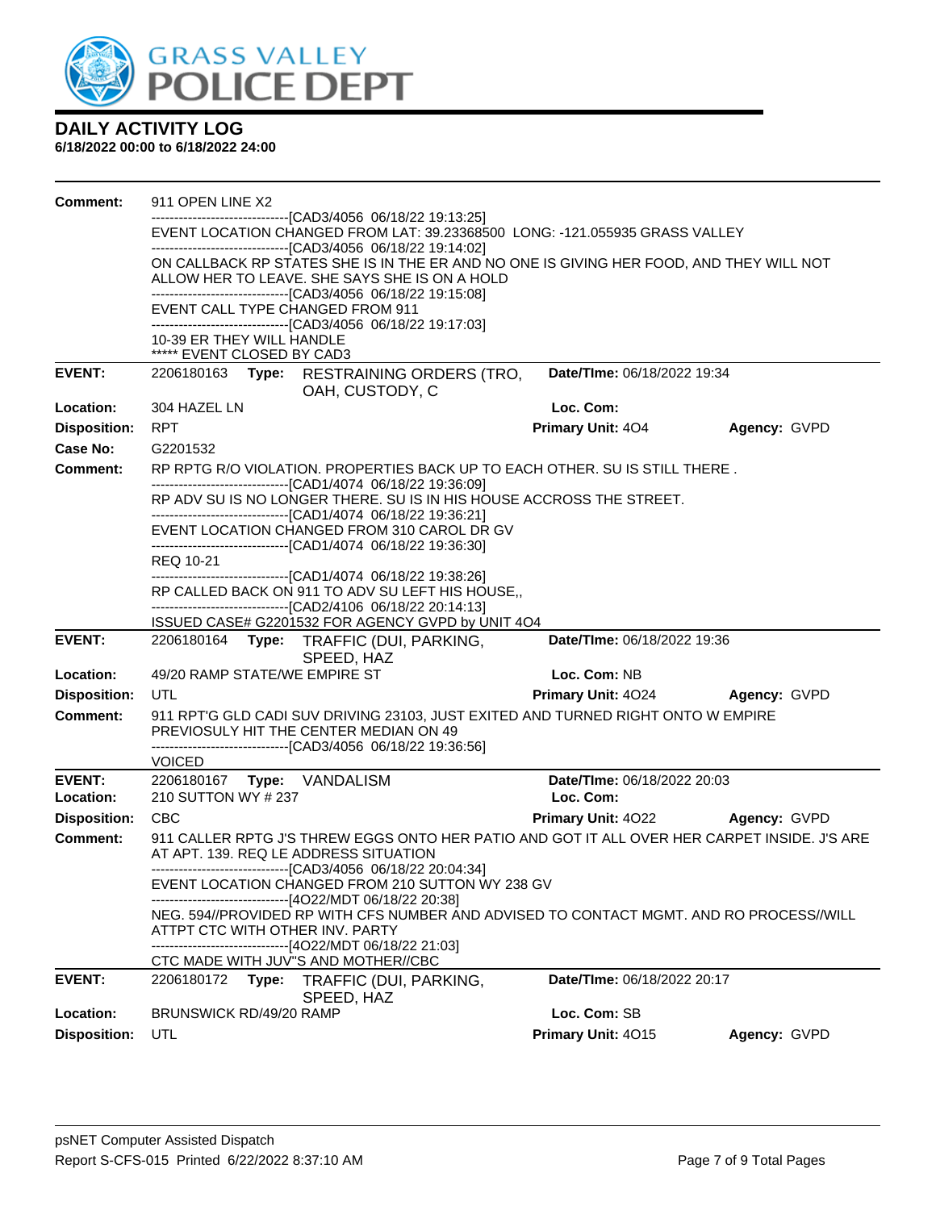# DAILY ACTIVITY LOG

**6/18/2022 00:00 to 6/18/2022 24:00**

**Comment:** 911 OPEN LINE X2
------------------------------[CAD3/4056 06/18/22 19:13:25]
EVENT LOCATION CHANGED FROM LAT: 39.23368500 LONG: -121.055935 GRASS VALLEY
------------------------------[CAD3/4056 06/18/22 19:14:02]
ON CALLBACK RP STATES SHE IS IN THE ER AND NO ONE IS GIVING HER FOOD, AND THEY WILL NOT ALLOW HER TO LEAVE. SHE SAYS SHE IS ON A HOLD
------------------------------[CAD3/4056 06/18/22 19:15:08]
EVENT CALL TYPE CHANGED FROM 911
------------------------------[CAD3/4056 06/18/22 19:17:03]
10-39 ER THEY WILL HANDLE
***** EVENT CLOSED BY CAD3

---

**EVENT:** 2206180163 **Type:** RESTRAINING ORDERS (TRO, OAH, CUSTODY, C **Date/TIme:** 06/18/2022 19:34
**Location:** 304 HAZEL LN **Loc. Com:**
**Disposition:** RPT **Primary Unit:** 4O4 **Agency:** GVPD
**Case No:** G2201532
**Comment:** RP RPTG R/O VIOLATION. PROPERTIES BACK UP TO EACH OTHER. SU IS STILL THERE .
------------------------------[CAD1/4074 06/18/22 19:36:09]
RP ADV SU IS NO LONGER THERE. SU IS IN HIS HOUSE ACCROSS THE STREET.
------------------------------[CAD1/4074 06/18/22 19:36:21]
EVENT LOCATION CHANGED FROM 310 CAROL DR GV
------------------------------[CAD1/4074 06/18/22 19:36:30]
REQ 10-21
------------------------------[CAD1/4074 06/18/22 19:38:26]
RP CALLED BACK ON 911 TO ADV SU LEFT HIS HOUSE,,
------------------------------[CAD2/4106 06/18/22 20:14:13]
ISSUED CASE# G2201532 FOR AGENCY GVPD by UNIT 4O4

---

**EVENT:** 2206180164 **Type:** TRAFFIC (DUI, PARKING, SPEED, HAZ **Date/TIme:** 06/18/2022 19:36
**Location:** 49/20 RAMP STATE/WE EMPIRE ST **Loc. Com:** NB
**Disposition:** UTL **Primary Unit:** 4O24 **Agency:** GVPD
**Comment:** 911 RPT'G GLD CADI SUV DRIVING 23103, JUST EXITED AND TURNED RIGHT ONTO W EMPIRE PREVIOSULY HIT THE CENTER MEDIAN ON 49
------------------------------[CAD3/4056 06/18/22 19:36:56]
VOICED

---

**EVENT:** 2206180167 **Type:** VANDALISM **Date/TIme:** 06/18/2022 20:03
**Location:** 210 SUTTON WY # 237 **Loc. Com:**
**Disposition:** CBC **Primary Unit:** 4O22 **Agency:** GVPD
**Comment:** 911 CALLER RPTG J'S THREW EGGS ONTO HER PATIO AND GOT IT ALL OVER HER CARPET INSIDE. J'S ARE AT APT. 139. REQ LE ADDRESS SITUATION
------------------------------[CAD3/4056 06/18/22 20:04:34]
EVENT LOCATION CHANGED FROM 210 SUTTON WY 238 GV
------------------------------[4O22/MDT 06/18/22 20:38]
NEG. 594//PROVIDED RP WITH CFS NUMBER AND ADVISED TO CONTACT MGMT. AND RO PROCESS//WILL ATTPT CTC WITH OTHER INV. PARTY
------------------------------[4O22/MDT 06/18/22 21:03]
CTC MADE WITH JUV"S AND MOTHER//CBC

---

**EVENT:** 2206180172 **Type:** TRAFFIC (DUI, PARKING, SPEED, HAZ **Date/TIme:** 06/18/2022 20:17
**Location:** BRUNSWICK RD/49/20 RAMP **Loc. Com:** SB
**Disposition:** UTL **Primary Unit:** 4O15 **Agency:** GVPD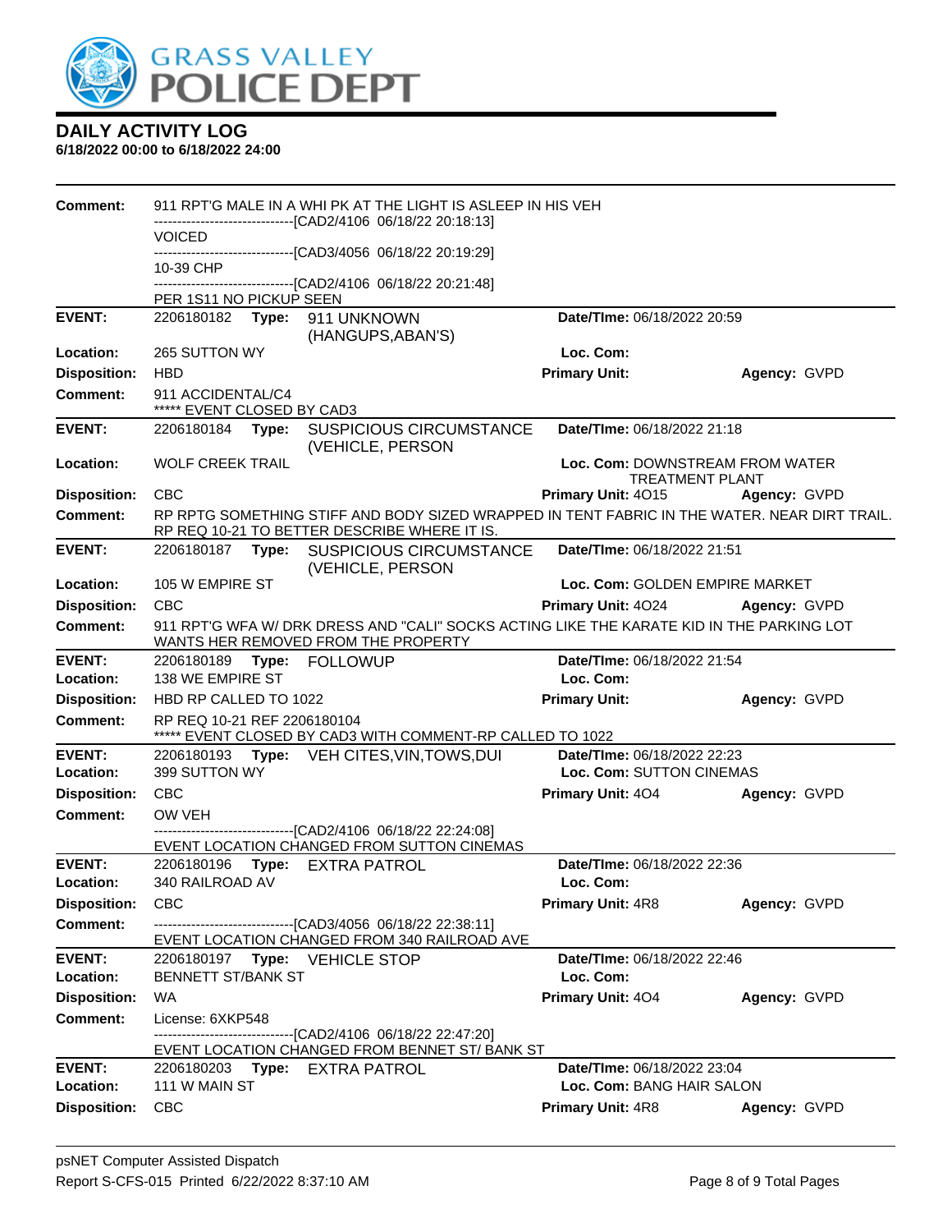# GRASS VALLEY POLICE DEPT

## DAILY ACTIVITY LOG

**6/18/2022 00:00 to 6/18/2022 24:00**

**Comment:** 911 RPT'G MALE IN A WHI PK AT THE LIGHT IS ASLEEP IN HIS VEH
------------------------------[CAD2/4106 06/18/22 20:18:13]
VOICED
------------------------------[CAD3/4056 06/18/22 20:19:29]
10-39 CHP
------------------------------[CAD2/4106 06/18/22 20:21:48]
PER 1S11 NO PICKUP SEEN

---

**EVENT:** 2206180182 **Type:** 911 UNKNOWN (HANGUPS,ABAN'S) **Date/TIme:** 06/18/2022 20:59
**Location:** 265 SUTTON WY **Loc. Com:**
**Disposition:** HBD **Primary Unit:** **Agency:** GVPD
**Comment:** 911 ACCIDENTAL/C4
***** EVENT CLOSED BY CAD3

---

**EVENT:** 2206180184 **Type:** SUSPICIOUS CIRCUMSTANCE (VEHICLE, PERSON **Date/TIme:** 06/18/2022 21:18
**Location:** WOLF CREEK TRAIL **Loc. Com:** DOWNSTREAM FROM WATER TREATMENT PLANT
**Disposition:** CBC **Primary Unit:** 4O15 **Agency:** GVPD
**Comment:** RP RPTG SOMETHING STIFF AND BODY SIZED WRAPPED IN TENT FABRIC IN THE WATER. NEAR DIRT TRAIL. RP REQ 10-21 TO BETTER DESCRIBE WHERE IT IS.

---

**EVENT:** 2206180187 **Type:** SUSPICIOUS CIRCUMSTANCE (VEHICLE, PERSON **Date/TIme:** 06/18/2022 21:51
**Location:** 105 W EMPIRE ST **Loc. Com:** GOLDEN EMPIRE MARKET
**Disposition:** CBC **Primary Unit:** 4O24 **Agency:** GVPD
**Comment:** 911 RPT'G WFA W/ DRK DRESS AND "CALI" SOCKS ACTING LIKE THE KARATE KID IN THE PARKING LOT WANTS HER REMOVED FROM THE PROPERTY

---

**EVENT:** 2206180189 **Type:** FOLLOWUP **Date/TIme:** 06/18/2022 21:54
**Location:** 138 WE EMPIRE ST **Loc. Com:**
**Disposition:** HBD RP CALLED TO 1022 **Primary Unit:** **Agency:** GVPD
**Comment:** RP REQ 10-21 REF 2206180104
***** EVENT CLOSED BY CAD3 WITH COMMENT-RP CALLED TO 1022

---

**EVENT:** 2206180193 **Type:** VEH CITES,VIN,TOWS,DUI **Date/TIme:** 06/18/2022 22:23
**Location:** 399 SUTTON WY **Loc. Com:** SUTTON CINEMAS
**Disposition:** CBC **Primary Unit:** 4O4 **Agency:** GVPD
**Comment:** OW VEH
------------------------------[CAD2/4106 06/18/22 22:24:08]
EVENT LOCATION CHANGED FROM SUTTON CINEMAS

---

**EVENT:** 2206180196 **Type:** EXTRA PATROL **Date/TIme:** 06/18/2022 22:36
**Location:** 340 RAILROAD AV **Loc. Com:**
**Disposition:** CBC **Primary Unit:** 4R8 **Agency:** GVPD
**Comment:** ------------------------------[CAD3/4056 06/18/22 22:38:11]
EVENT LOCATION CHANGED FROM 340 RAILROAD AVE

---

**EVENT:** 2206180197 **Type:** VEHICLE STOP **Date/TIme:** 06/18/2022 22:46
**Location:** BENNETT ST/BANK ST **Loc. Com:**
**Disposition:** WA **Primary Unit:** 4O4 **Agency:** GVPD
**Comment:** License: 6XKP548
------------------------------[CAD2/4106 06/18/22 22:47:20]
EVENT LOCATION CHANGED FROM BENNET ST/ BANK ST

---

**EVENT:** 2206180203 **Type:** EXTRA PATROL **Date/TIme:** 06/18/2022 23:04
**Location:** 111 W MAIN ST **Loc. Com:** BANG HAIR SALON
**Disposition:** CBC **Primary Unit:** 4R8 **Agency:** GVPD

psNET Computer Assisted Dispatch
Report S-CFS-015 Printed 6/22/2022 8:37:10 AM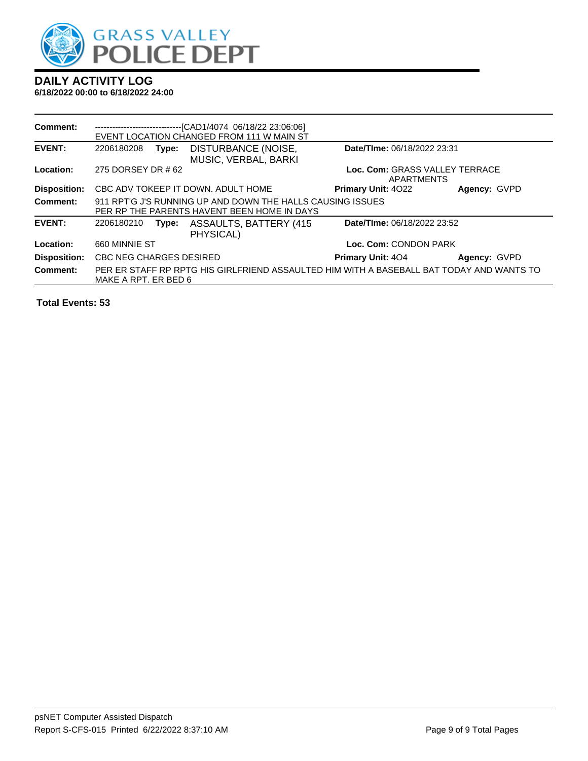# GRASS VALLEY POLICE DEPT

## DAILY ACTIVITY LOG

**6/18/2022 00:00 to 6/18/2022 24:00**

| | | | | |
|---|---|---|---|---|
| **Comment:** | ------------------------------[CAD1/4074 06/18/22 23:06:06] EVENT LOCATION CHANGED FROM 111 W MAIN ST | | | |
| **EVENT:** | 2206180208 **Type:** DISTURBANCE (NOISE, MUSIC, VERBAL, BARKI | | **Date/TIme:** 06/18/2022 23:31 | |
| **Location:** | 275 DORSEY DR # 62 | | **Loc. Com:** GRASS VALLEY TERRACE APARTMENTS | |
| **Disposition:** | CBC ADV TOKEEP IT DOWN. ADULT HOME | | **Primary Unit:** 4O22 | **Agency:** GVPD |
| **Comment:** | 911 RPT'G J'S RUNNING UP AND DOWN THE HALLS CAUSING ISSUES PER RP THE PARENTS HAVENT BEEN HOME IN DAYS | | | |
| **EVENT:** | 2206180210 **Type:** ASSAULTS, BATTERY (415 PHYSICAL) | | **Date/TIme:** 06/18/2022 23:52 | |
| **Location:** | 660 MINNIE ST | | **Loc. Com:** CONDON PARK | |
| **Disposition:** | CBC NEG CHARGES DESIRED | | **Primary Unit:** 4O4 | **Agency:** GVPD |
| **Comment:** | PER ER STAFF RP RPTG HIS GIRLFRIEND ASSAULTED HIM WITH A BASEBALL BAT TODAY AND WANTS TO MAKE A RPT. ER BED 6 | | | |

**Total Events: 53**

psNET Computer Assisted Dispatch
Report S-CFS-015 Printed 6/22/2022 8:37:10 AM